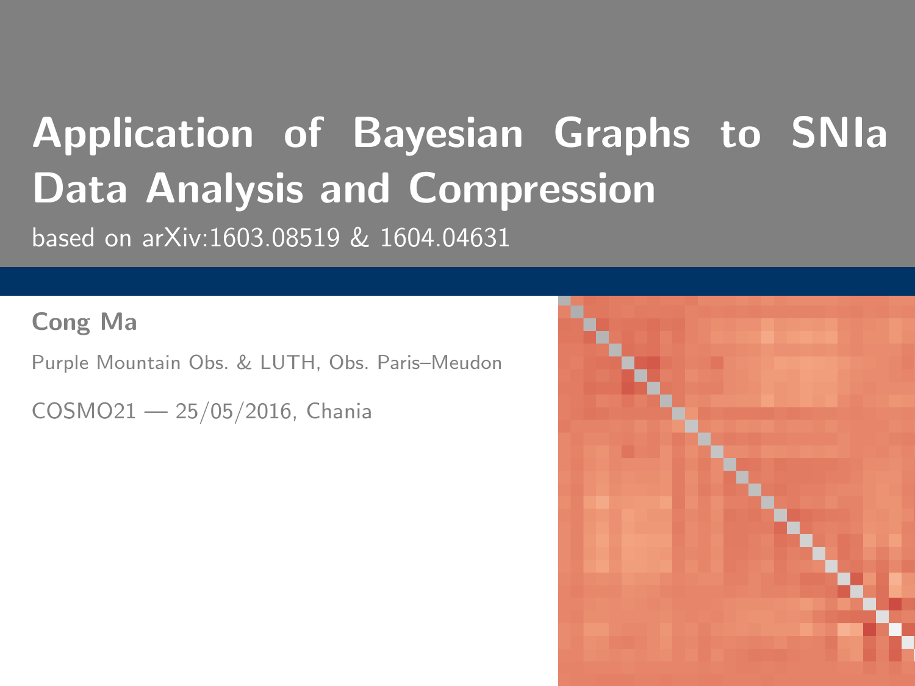# Application of Bayesian Graphs to SNIa Data Analysis and Compression

based on arXiv:1603.08519 & 1604.04631

**Cong Ma**

Purple Mountain Obs. & LUTH, Obs. Paris–Meudon

COSMO21 — 25/05/2016, Chania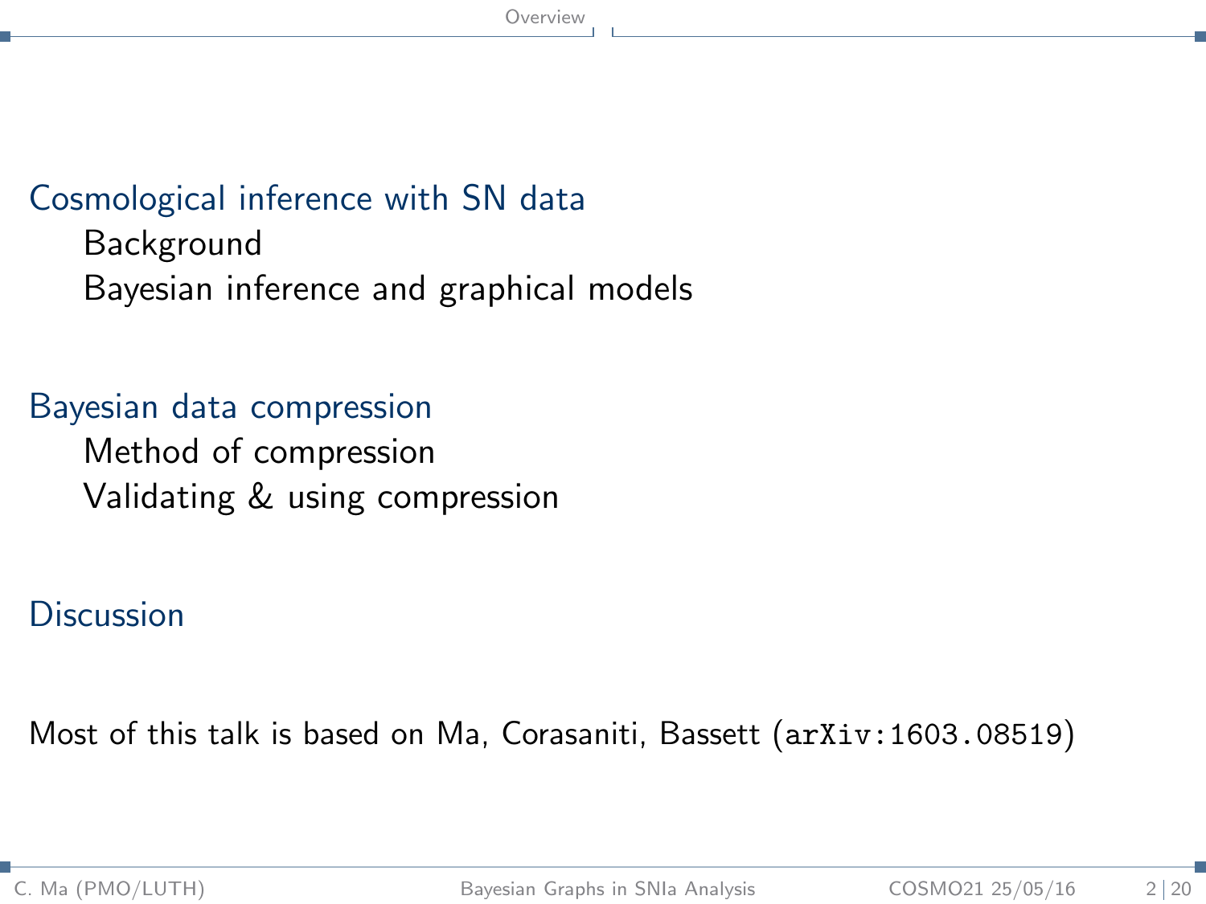## Cosmological inference with SN data

- Background
- Bayesian inference and graphical models

## Bayesian data compression

- Method of compression
- Validating & using compression

## Discussion

Most of this talk is based on Ma, Corasaniti, Bassett (`arXiv:1603.08519`)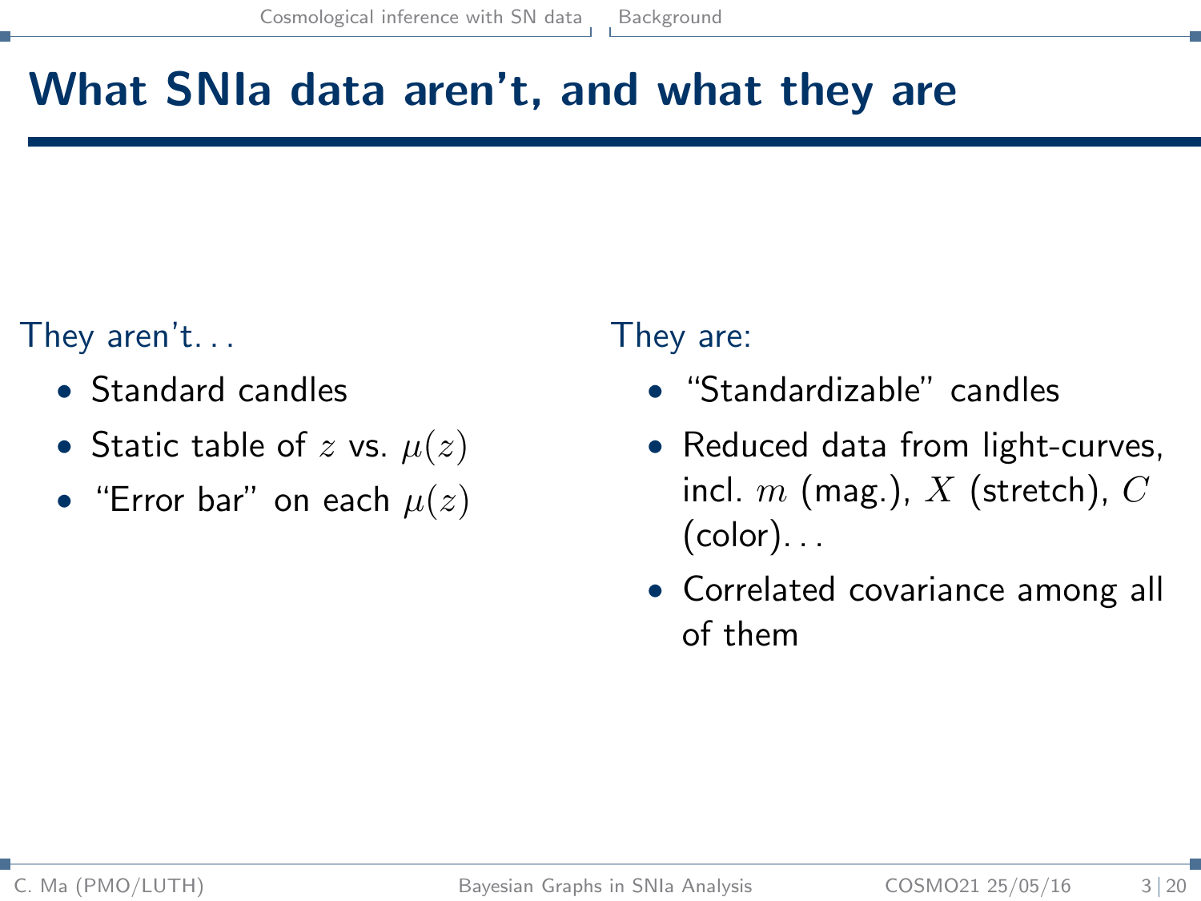# What SNIa data aren't, and what they are

They aren't...

- Standard candles
- Static table of $z$ vs. $\mu(z)$
- "Error bar" on each $\mu(z)$

They are:

- "Standardizable" candles
- Reduced data from light-curves, incl. $m$ (mag.), $X$ (stretch), $C$ (color)...
- Correlated covariance among all of them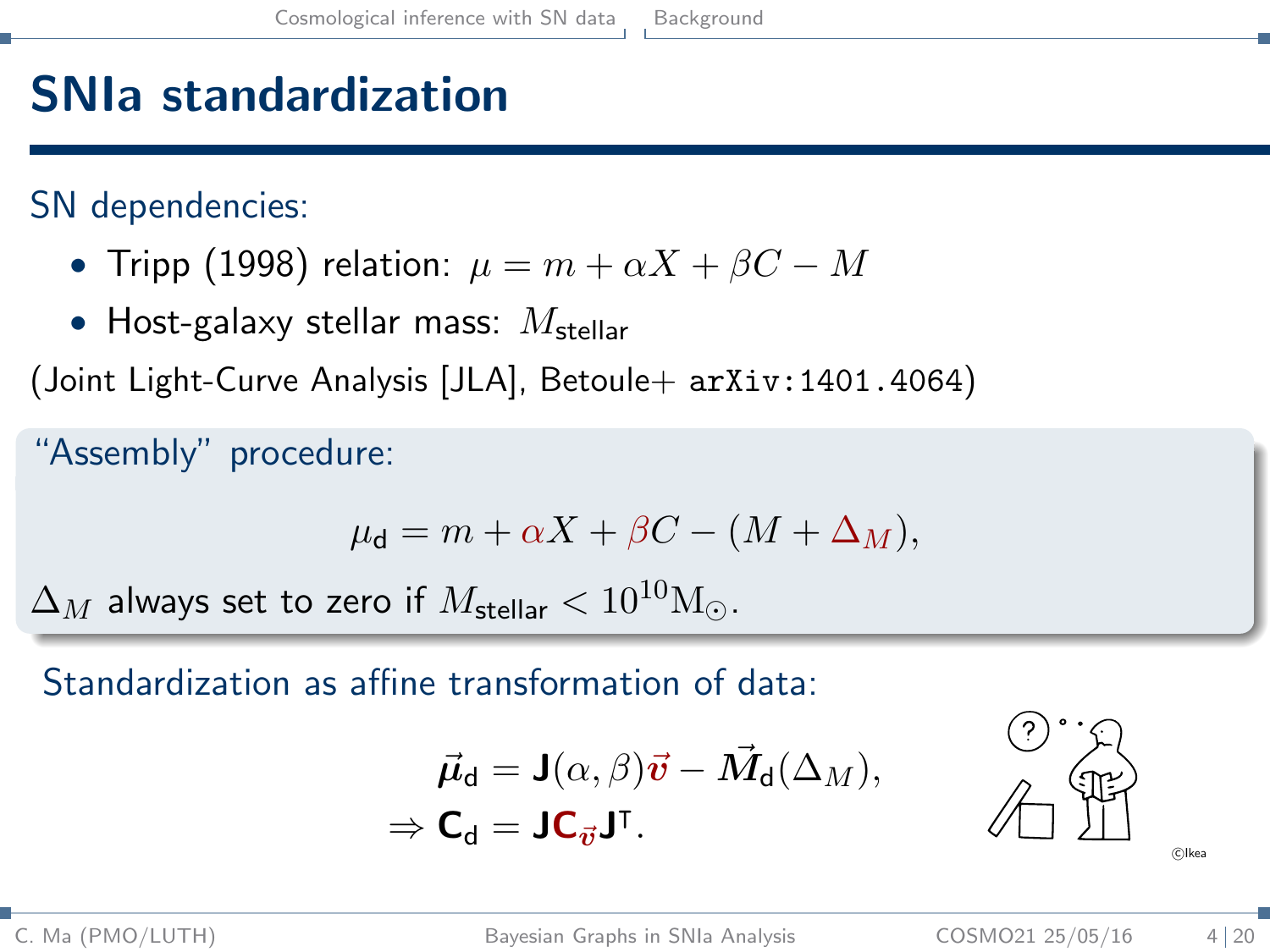# SNIa standardization

SN dependencies:

- Tripp (1998) relation: $\mu = m + \alpha X + \beta C - M$
- Host-galaxy stellar mass: $M_{\mathsf{stellar}}$

(Joint Light-Curve Analysis [JLA], Betoule+ arXiv:1401.4064)

"Assembly" procedure:

$$\mu_{\mathsf{d}} = m + \alpha X + \beta C - (M + \Delta_M),$$

$\Delta_M$ always set to zero if $M_{\mathsf{stellar}} < 10^{10} \mathrm{M}_{\odot}$.

Standardization as affine transformation of data:

$$\vec{\mu}_{\mathsf{d}} = \mathbf{J}(\alpha, \beta)\vec{v} - \vec{M}_{\mathsf{d}}(\Delta_M),$$
$$\Rightarrow \mathbf{C}_{\mathsf{d}} = \mathbf{J}\mathbf{C}_{\vec{v}}\mathbf{J}^{\mathsf{T}}.$$

©Ikea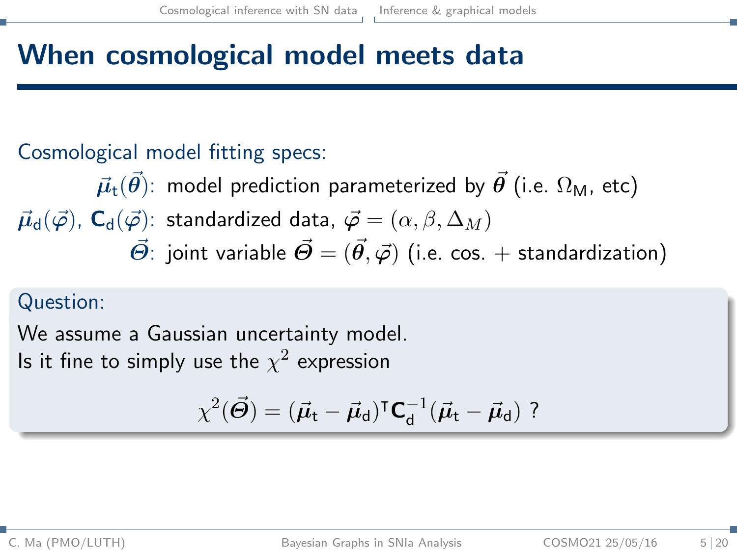# When cosmological model meets data

Cosmological model fitting specs:

$\vec{\boldsymbol{\mu}}_{\mathrm{t}}(\vec{\boldsymbol{\theta}})$: model prediction parameterized by $\vec{\boldsymbol{\theta}}$ (i.e. $\Omega_{\mathrm{M}}$, etc)

$\vec{\boldsymbol{\mu}}_{\mathrm{d}}(\vec{\varphi})$, $\mathbf{C}_{\mathrm{d}}(\vec{\varphi})$: standardized data, $\vec{\boldsymbol{\varphi}} = (\alpha, \beta, \Delta_M)$

$\vec{\boldsymbol{\Theta}}$: joint variable $\vec{\boldsymbol{\Theta}} = (\vec{\boldsymbol{\theta}}, \vec{\varphi})$ (i.e. cos. + standardization)

**Question:**

We assume a Gaussian uncertainty model.
Is it fine to simply use the $\chi^2$ expression

$$\chi^2(\vec{\boldsymbol{\Theta}}) = (\vec{\boldsymbol{\mu}}_{\mathrm{t}} - \vec{\boldsymbol{\mu}}_{\mathrm{d}})^{\mathsf{T}} \mathbf{C}_{\mathrm{d}}^{-1} (\vec{\boldsymbol{\mu}}_{\mathrm{t}} - \vec{\boldsymbol{\mu}}_{\mathrm{d}}) \text{ ?}$$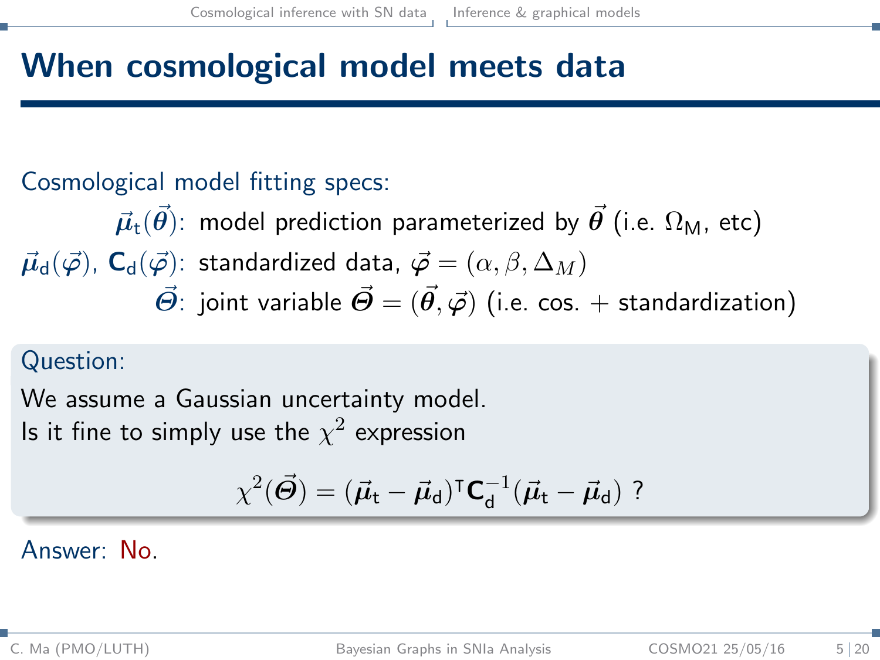# When cosmological model meets data

Cosmological model fitting specs:

$\vec{\boldsymbol{\mu}}_\mathsf{t}(\vec{\boldsymbol{\theta}})$: model prediction parameterized by $\vec{\boldsymbol{\theta}}$ (i.e. $\Omega_\mathsf{M}$, etc)

$\vec{\boldsymbol{\mu}}_\mathsf{d}(\vec{\varphi})$, $\mathbf{C}_\mathsf{d}(\vec{\varphi})$: standardized data, $\vec{\boldsymbol{\varphi}} = (\alpha, \beta, \Delta_M)$

$\vec{\boldsymbol{\Theta}}$: joint variable $\vec{\boldsymbol{\Theta}} = (\vec{\boldsymbol{\theta}}, \vec{\varphi})$ (i.e. cos. + standardization)

**Question:**

We assume a Gaussian uncertainty model.
Is it fine to simply use the $\chi^2$ expression

$$\chi^2(\vec{\boldsymbol{\Theta}}) = (\vec{\boldsymbol{\mu}}_\mathsf{t} - \vec{\boldsymbol{\mu}}_\mathsf{d})^\intercal \mathbf{C}_\mathsf{d}^{-1} (\vec{\boldsymbol{\mu}}_\mathsf{t} - \vec{\boldsymbol{\mu}}_\mathsf{d}) \text{ ?}$$

Answer: No.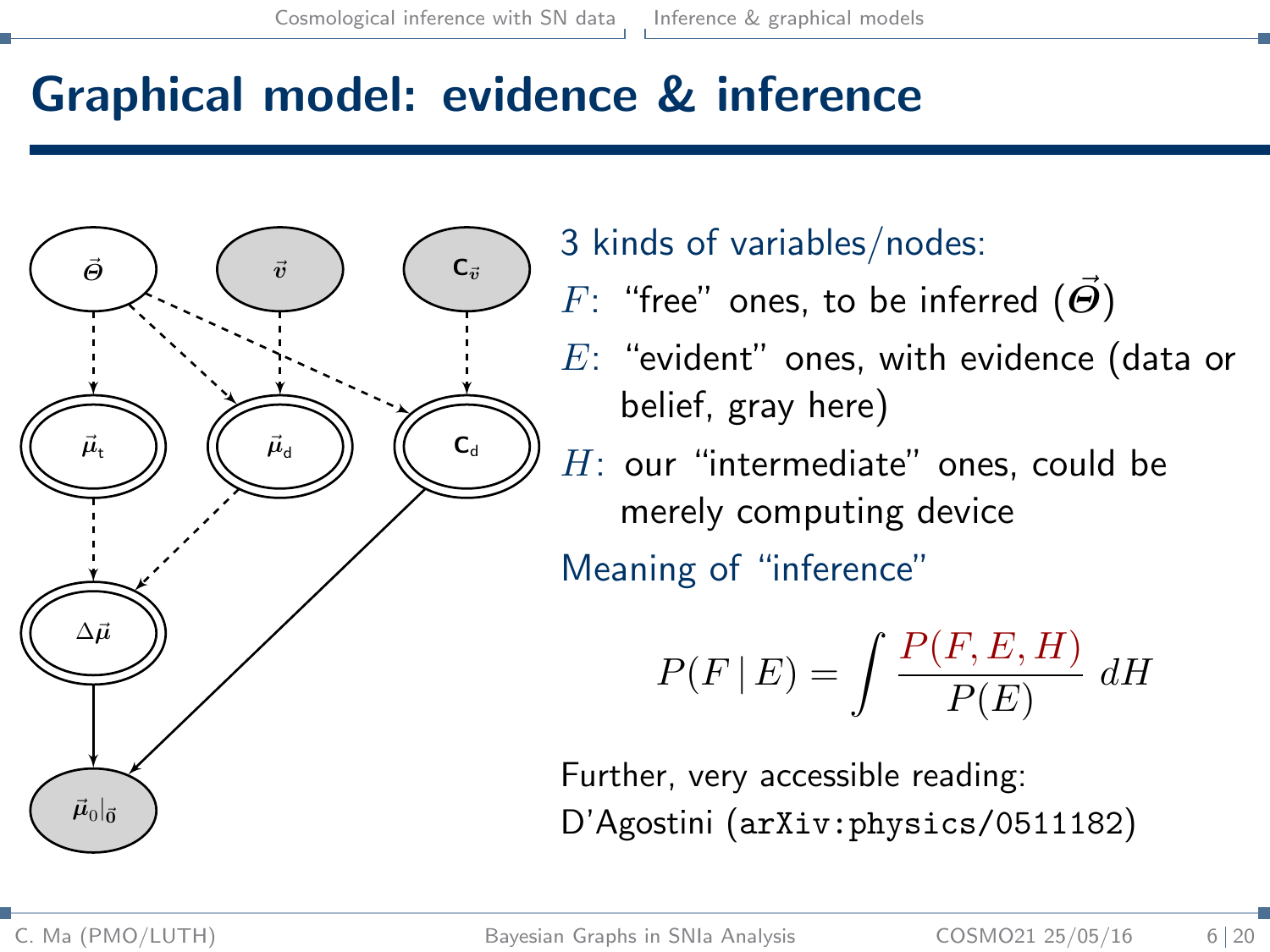# Graphical model: evidence & inference

3 kinds of variables/nodes:

$F$: "free" ones, to be inferred ($\vec{\Theta}$)

$E$: "evident" ones, with evidence (data or belief, gray here)

$H$: our "intermediate" ones, could be merely computing device

Meaning of "inference"

$$P(F \mid E) = \int \frac{P(F, E, H)}{P(E)} \, dH$$

Further, very accessible reading:
D'Agostini (`arXiv:physics/0511182`)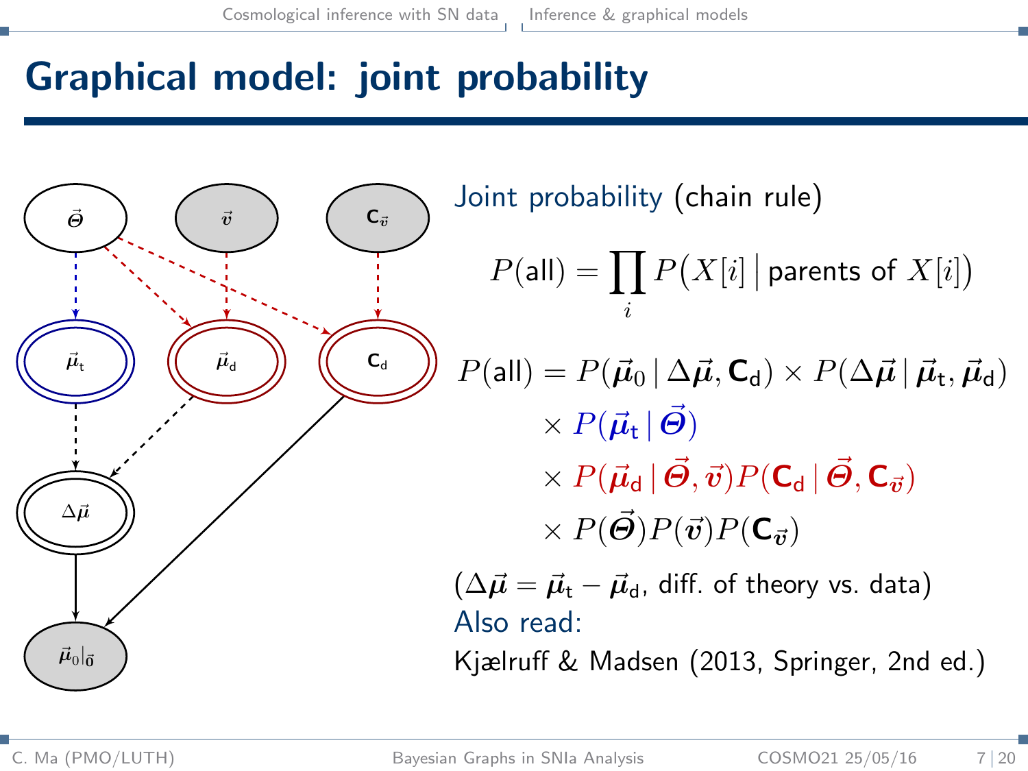# Graphical model: joint probability

Joint probability (chain rule)

$$P(\mathsf{all}) = \prod_i P\big(X[i] \,\big|\, \text{parents of } X[i]\big)$$

$$
\begin{aligned}
P(\mathsf{all}) = {} & P(\vec{\boldsymbol{\mu}}_0 \,|\, \Delta\vec{\boldsymbol{\mu}}, \mathbf{C}_\mathsf{d}) \times P(\Delta\vec{\boldsymbol{\mu}} \,|\, \vec{\boldsymbol{\mu}}_\mathsf{t}, \vec{\boldsymbol{\mu}}_\mathsf{d}) \\
& \times P(\vec{\boldsymbol{\mu}}_\mathsf{t} \,|\, \vec{\boldsymbol{\Theta}}) \\
& \times P(\vec{\boldsymbol{\mu}}_\mathsf{d} \,|\, \vec{\boldsymbol{\Theta}}, \vec{\boldsymbol{v}}) P(\mathbf{C}_\mathsf{d} \,|\, \vec{\boldsymbol{\Theta}}, \mathbf{C}_{\vec{\boldsymbol{v}}}) \\
& \times P(\vec{\boldsymbol{\Theta}}) P(\vec{\boldsymbol{v}}) P(\mathbf{C}_{\vec{\boldsymbol{v}}})
\end{aligned}
$$

($\Delta\vec{\boldsymbol{\mu}} = \vec{\boldsymbol{\mu}}_\mathsf{t} - \vec{\boldsymbol{\mu}}_\mathsf{d}$, diff. of theory vs. data)

Also read:

Kjælruff & Madsen (2013, Springer, 2nd ed.)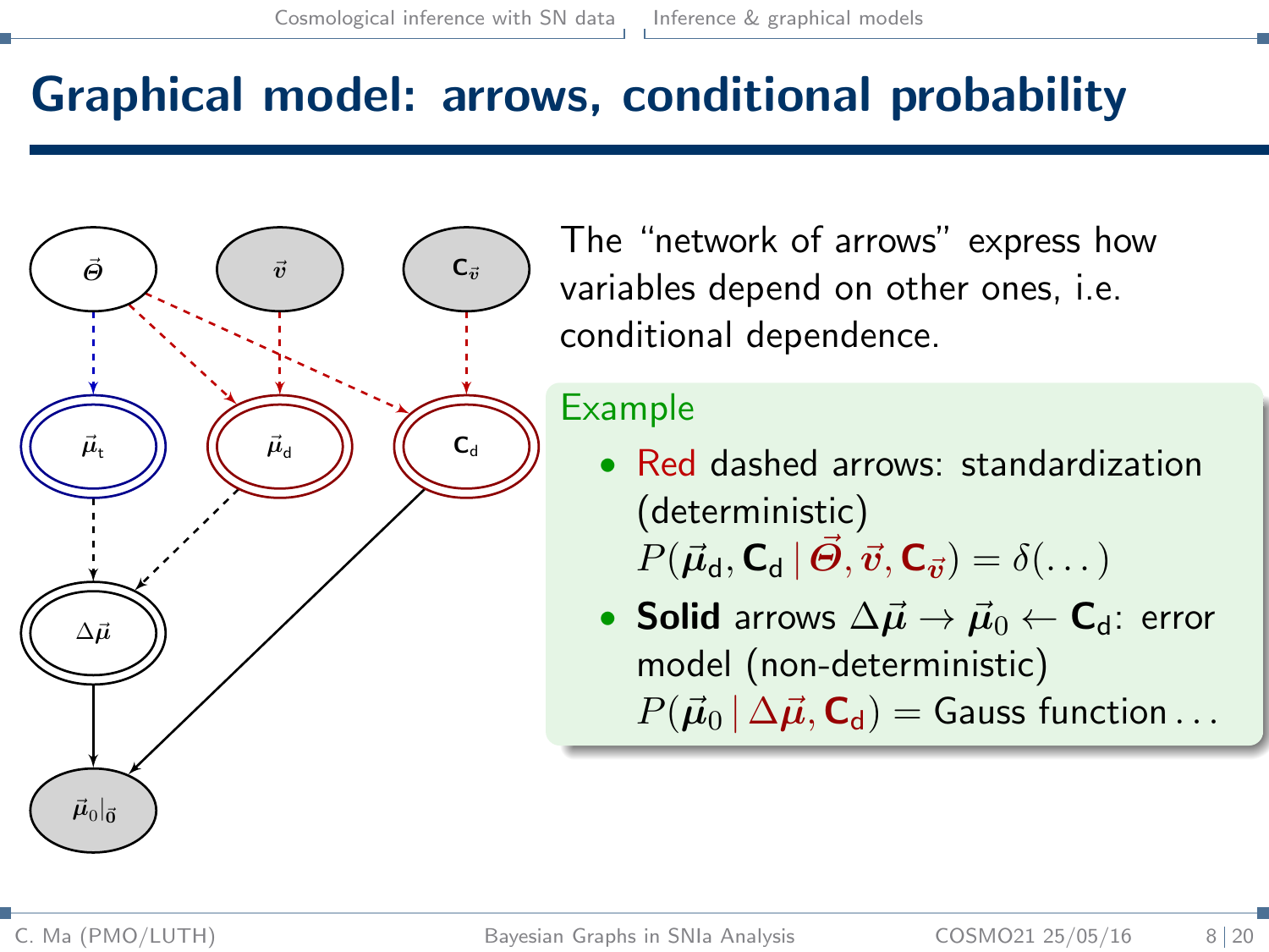# Graphical model: arrows, conditional probability

The “network of arrows” express how variables depend on other ones, i.e. conditional dependence.

**Example**

- Red dashed arrows: standardization (deterministic) $P(\vec{\mu}_{\mathsf{d}}, \mathbf{C}_{\mathsf{d}} \,|\, \vec{\Theta}, \vec{v}, \mathbf{C}_{\vec{v}}) = \delta(\dots)$
- **Solid** arrows $\Delta\vec{\mu} \to \vec{\mu}_0 \leftarrow \mathbf{C}_{\mathsf{d}}$: error model (non-deterministic) $P(\vec{\mu}_0 \,|\, \Delta\vec{\mu}, \mathbf{C}_{\mathsf{d}}) = \text{Gauss function} \dots$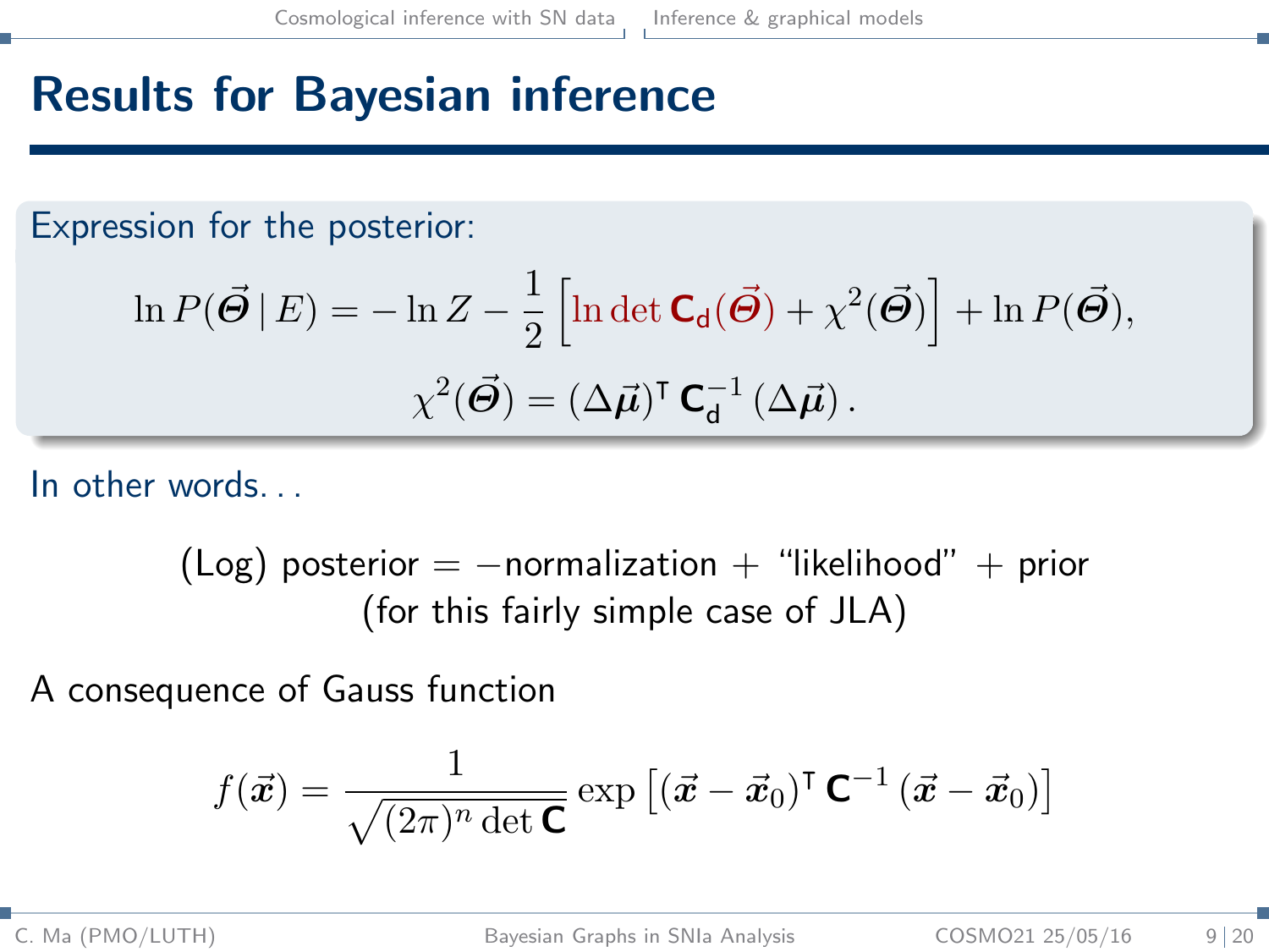# Results for Bayesian inference

Expression for the posterior:

$$\ln P(\vec{\Theta} \mid E) = -\ln Z - \frac{1}{2}\left[\ln \det \mathbf{C}_{\mathrm{d}}(\vec{\Theta}) + \chi^2(\vec{\Theta})\right] + \ln P(\vec{\Theta}),$$

$$\chi^2(\vec{\Theta}) = (\Delta\vec{\mu})^{\intercal}\, \mathbf{C}_{\mathrm{d}}^{-1}\, (\Delta\vec{\mu})\,.$$

In other words...

(Log) posterior = −normalization + "likelihood" + prior
(for this fairly simple case of JLA)

A consequence of Gauss function

$$f(\vec{x}) = \frac{1}{\sqrt{(2\pi)^n \det \mathbf{C}}} \exp\left[(\vec{x} - \vec{x}_0)^{\intercal}\, \mathbf{C}^{-1}\, (\vec{x} - \vec{x}_0)\right]$$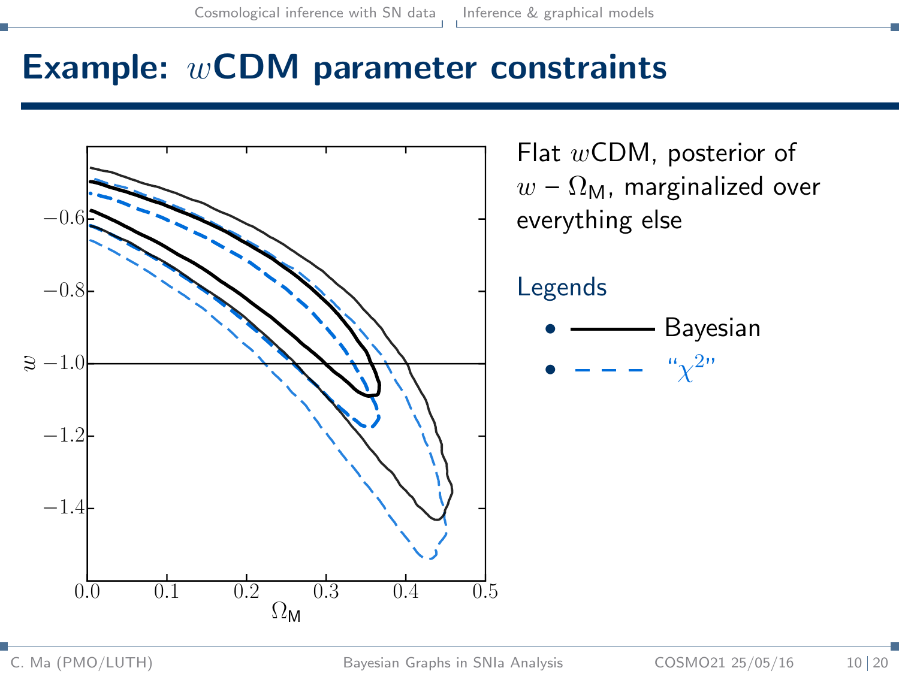# Example: $w$CDM parameter constraints

Flat $w$CDM, posterior of $w$ – $\Omega_M$, marginalized over everything else

Legends

- ——— Bayesian
- – – – "$\chi^2$"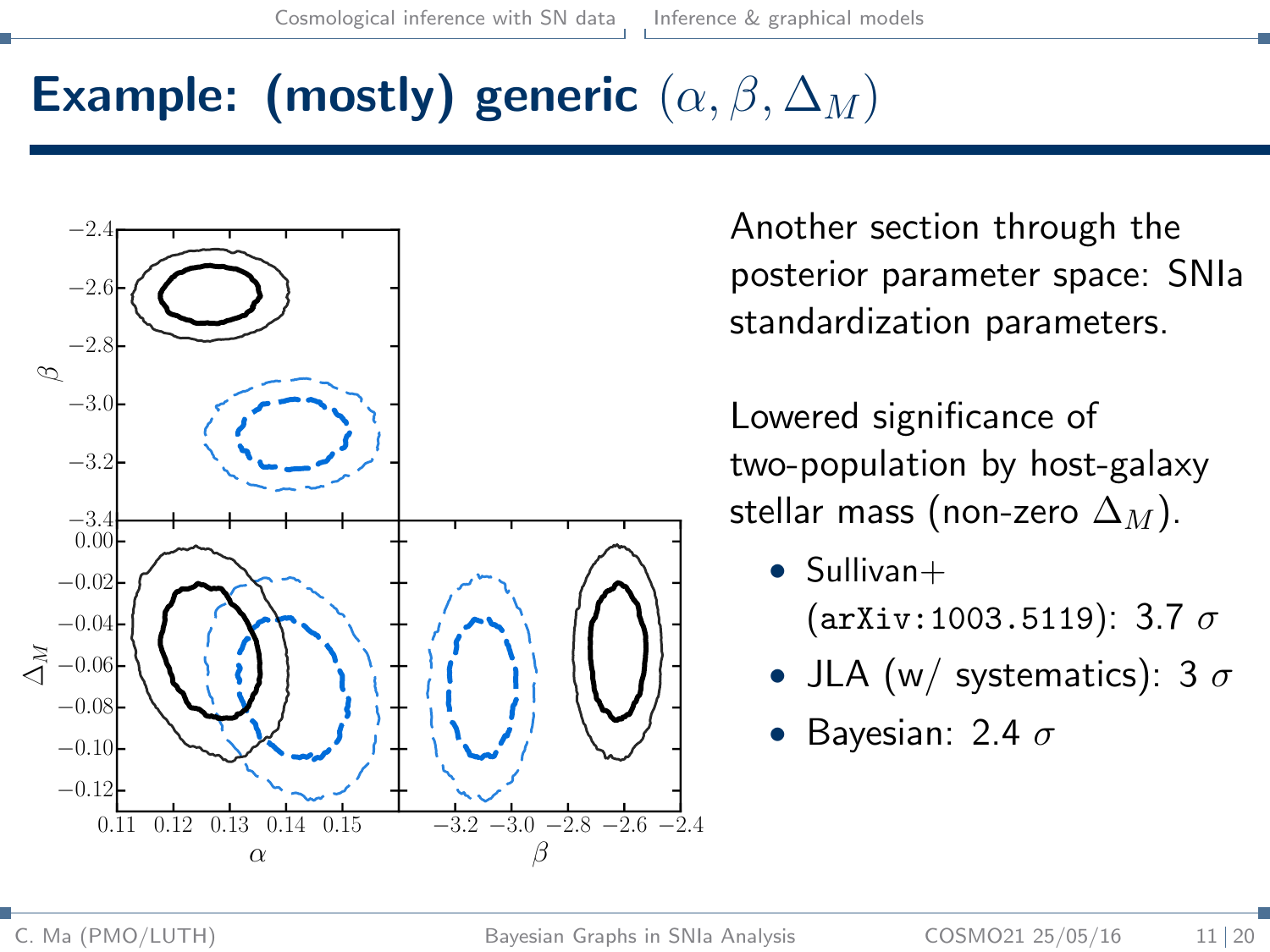# Example: (mostly) generic $(\alpha, \beta, \Delta_M)$

Another section through the posterior parameter space: SNIa standardization parameters.

Lowered significance of two-population by host-galaxy stellar mass (non-zero $\Delta_M$).

- Sullivan+ (`arXiv:1003.5119`): 3.7 $\sigma$
- JLA (w/ systematics): 3 $\sigma$
- Bayesian: 2.4 $\sigma$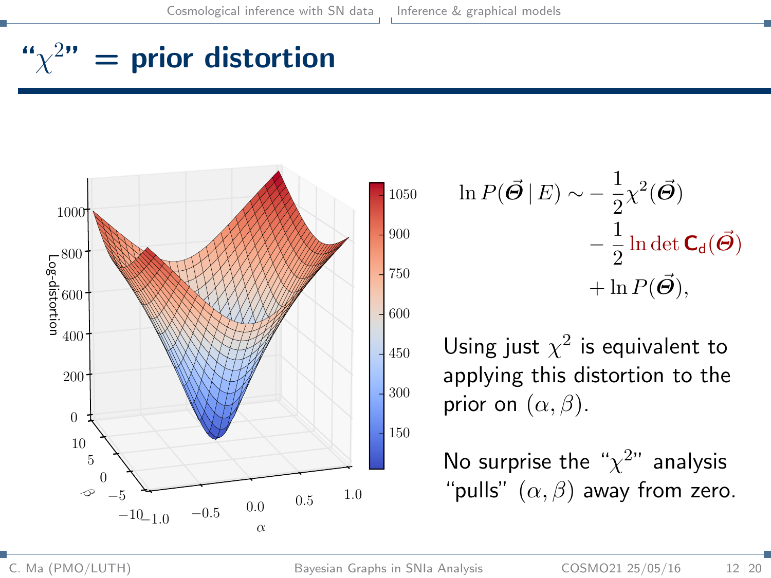# "$\chi^2$" = prior distortion

$$\ln P(\vec{\Theta} \mid E) \sim -\frac{1}{2}\chi^2(\vec{\Theta}) - \frac{1}{2}\ln\det \mathbf{C}_\mathrm{d}(\vec{\Theta}) + \ln P(\vec{\Theta}),$$

Using just $\chi^2$ is equivalent to applying this distortion to the prior on $(\alpha, \beta)$.

No surprise the "$\chi^2$" analysis "pulls" $(\alpha, \beta)$ away from zero.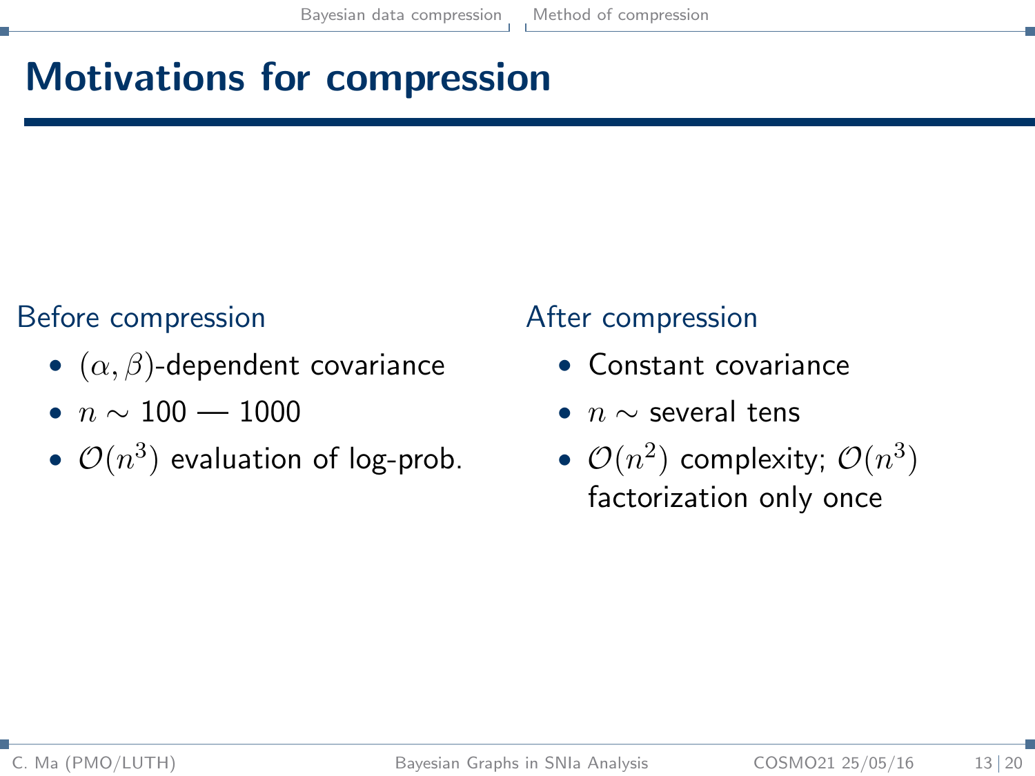# Motivations for compression

Before compression

- $(\alpha, \beta)$-dependent covariance
- $n \sim 100 — 1000$
- $\mathcal{O}(n^3)$ evaluation of log-prob.

After compression

- Constant covariance
- $n \sim$ several tens
- $\mathcal{O}(n^2)$ complexity; $\mathcal{O}(n^3)$ factorization only once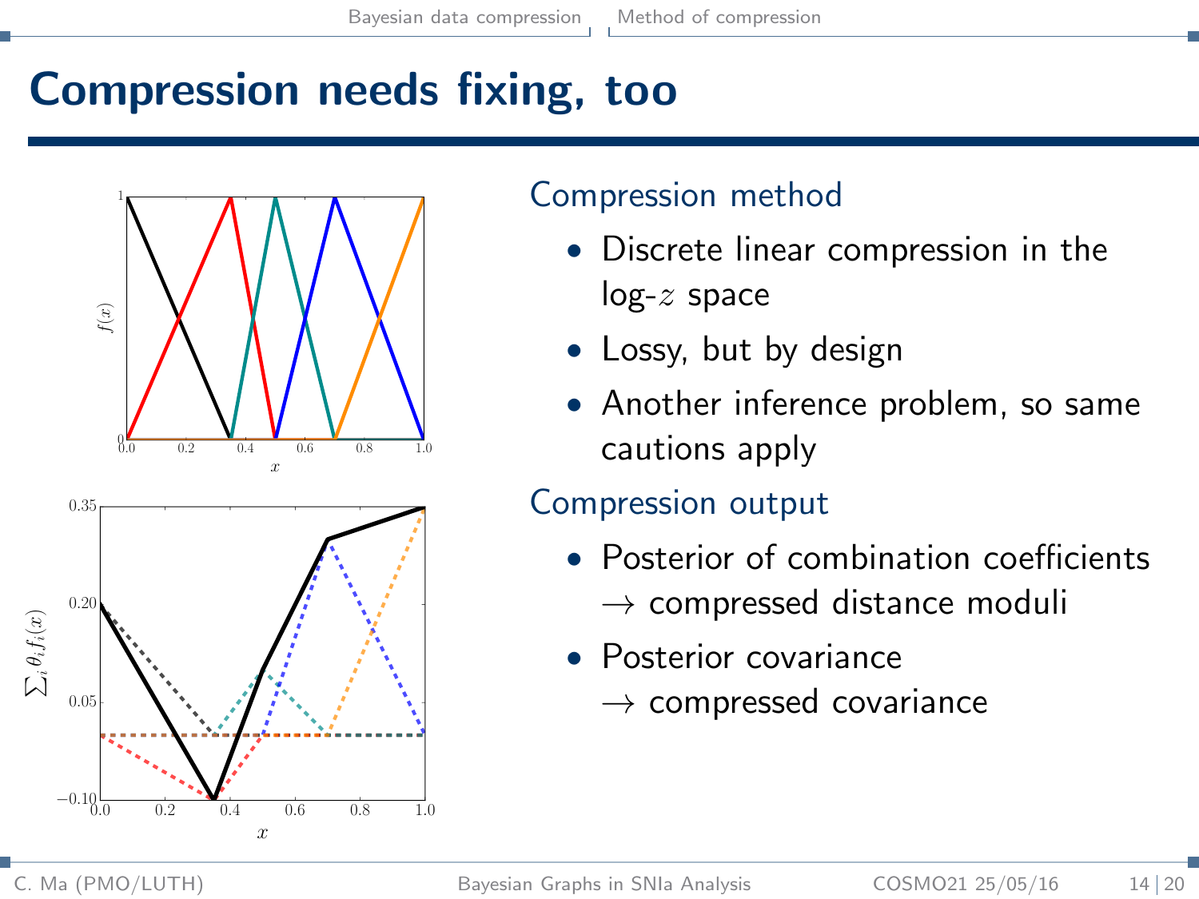# Compression needs fixing, too

## Compression method

- Discrete linear compression in the log-$z$ space
- Lossy, but by design
- Another inference problem, so same cautions apply

## Compression output

- Posterior of combination coefficients $\rightarrow$ compressed distance moduli
- Posterior covariance $\rightarrow$ compressed covariance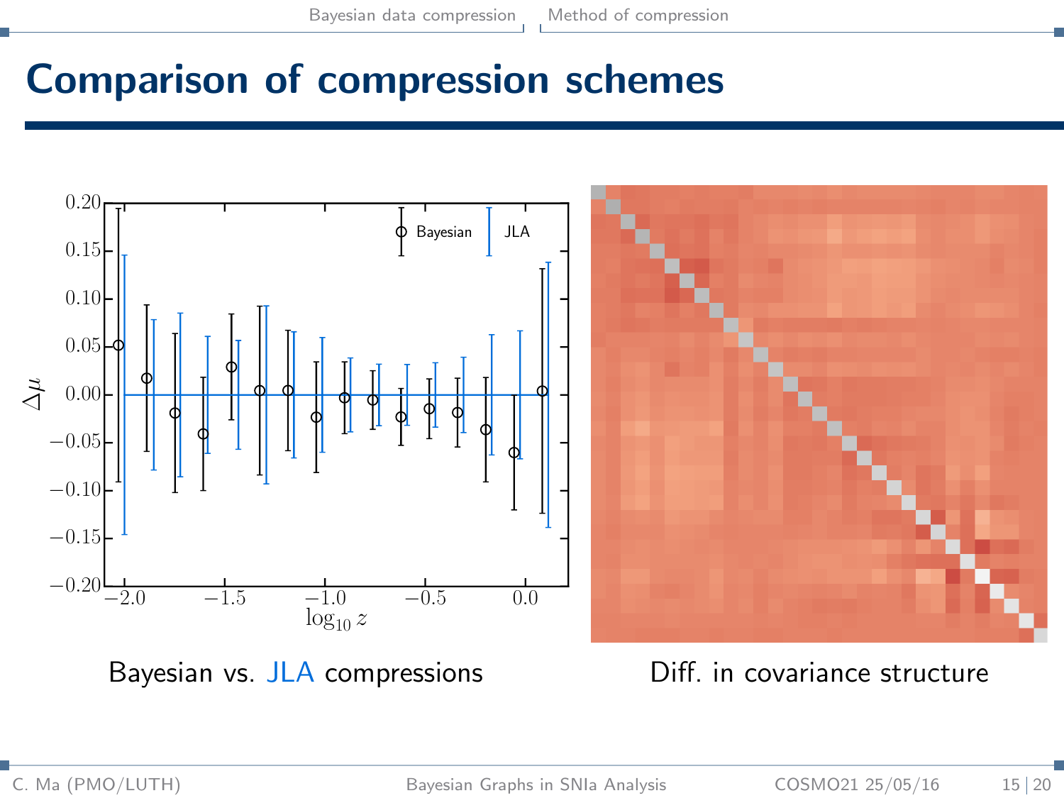# Comparison of compression schemes

Bayesian vs. JLA compressions

Diff. in covariance structure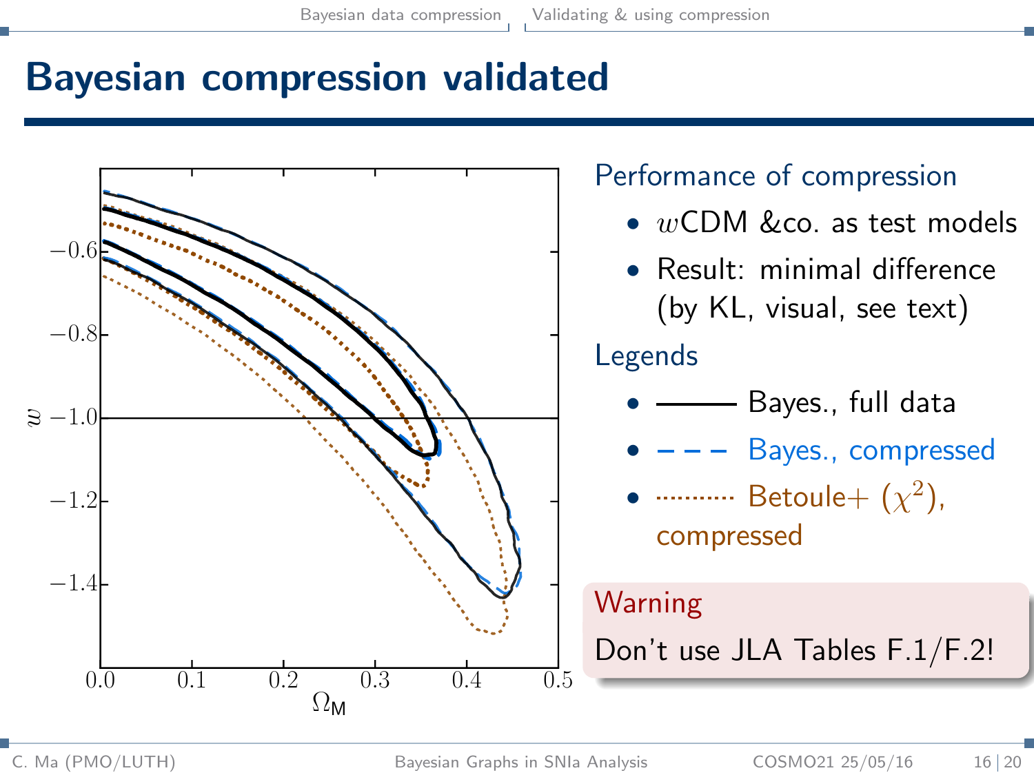# Bayesian compression validated

Performance of compression

- $w$CDM &co. as test models
- Result: minimal difference (by KL, visual, see text)

Legends

- ——— Bayes., full data
- – – – Bayes., compressed
- ········ Betoule+ ($\chi^2$), compressed

**Warning**

Don't use JLA Tables F.1/F.2!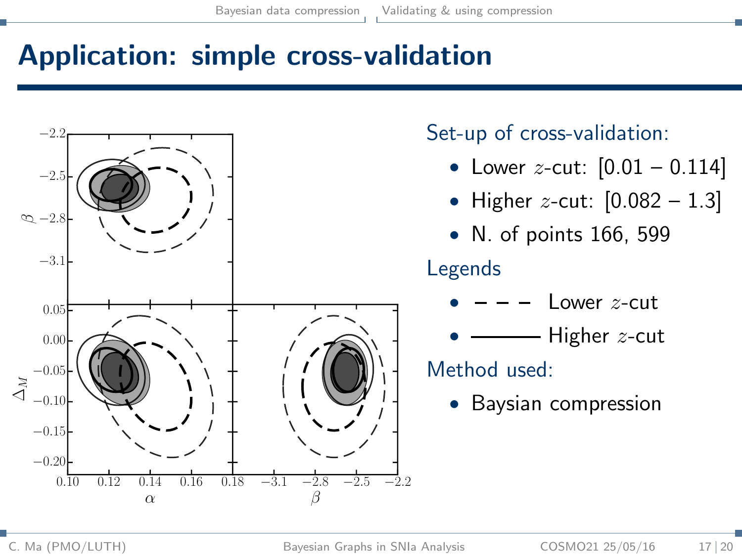# Application: simple cross-validation

Set-up of cross-validation:

- Lower $z$-cut: [0.01 – 0.114]
- Higher $z$-cut: [0.082 – 1.3]
- N. of points 166, 599

Legends

- – – – Lower $z$-cut
- ——— Higher $z$-cut

Method used:

- Baysian compression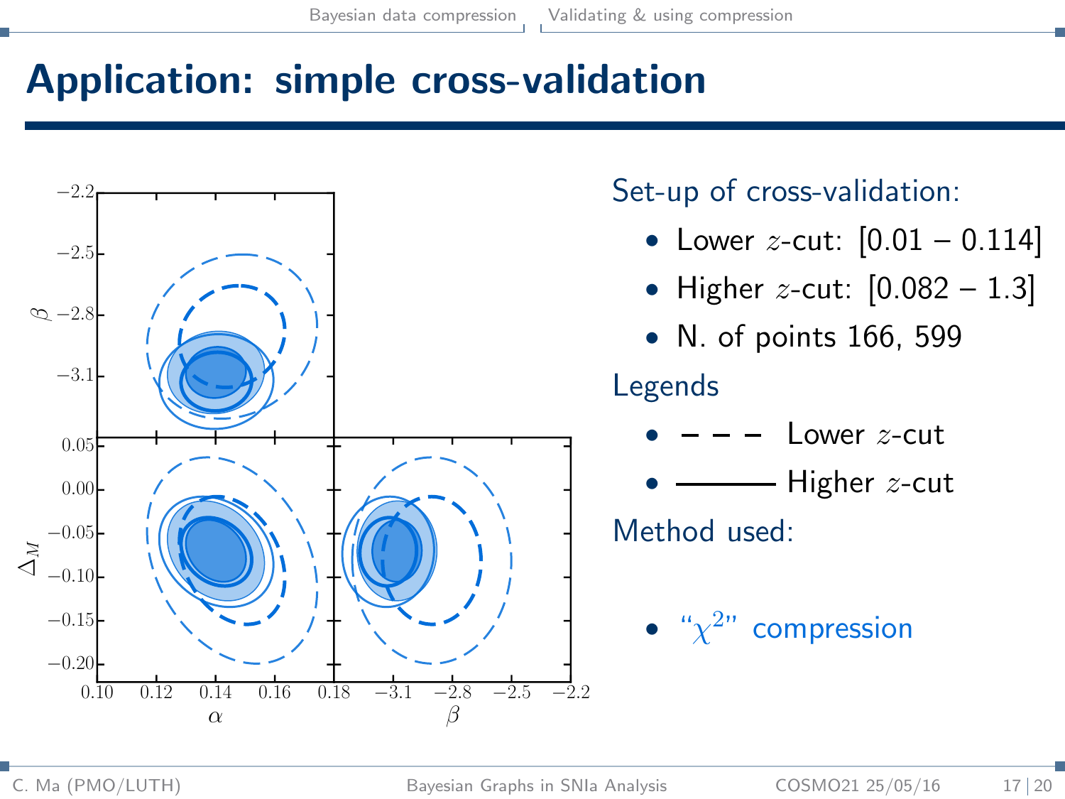# Application: simple cross-validation

Set-up of cross-validation:

- Lower $z$-cut: [0.01 – 0.114]
- Higher $z$-cut: [0.082 – 1.3]
- N. of points 166, 599

Legends

- – – – Lower $z$-cut
- ——— Higher $z$-cut

Method used:

- "$\chi^2$" compression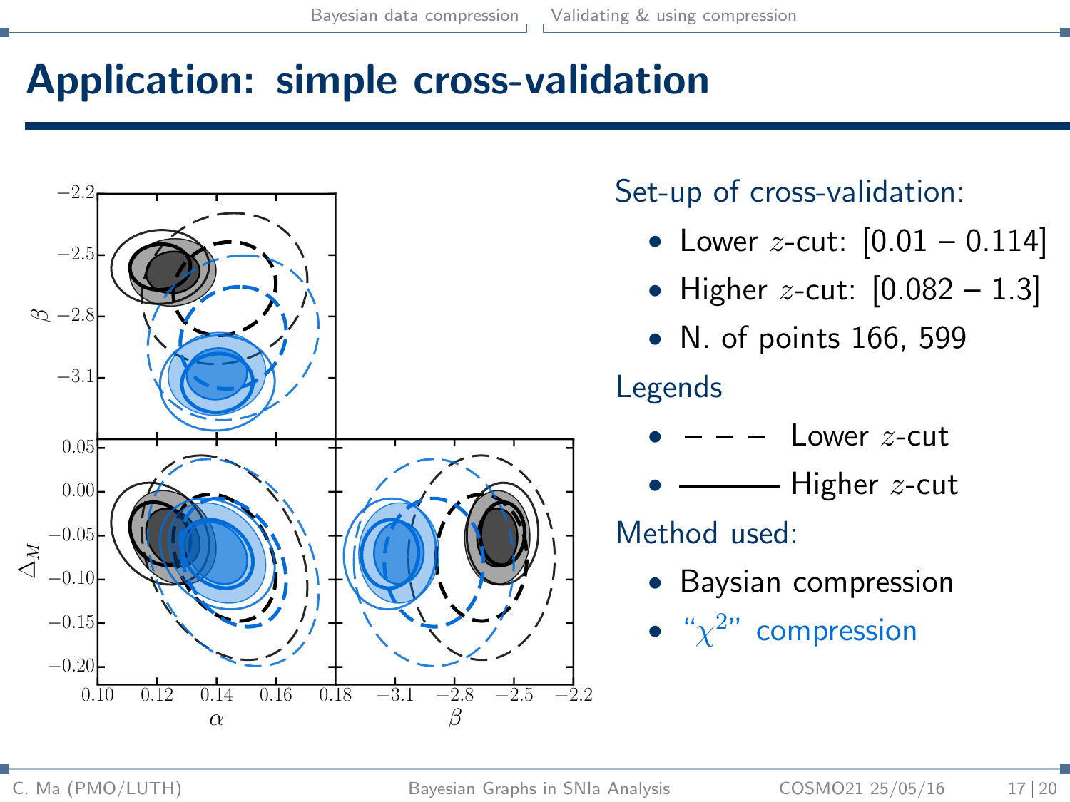# Application: simple cross-validation

Set-up of cross-validation:

- Lower $z$-cut: [0.01 – 0.114]
- Higher $z$-cut: [0.082 – 1.3]
- N. of points 166, 599

Legends

- – – – Lower $z$-cut
- ——— Higher $z$-cut

Method used:

- Baysian compression
- "$\chi^2$" compression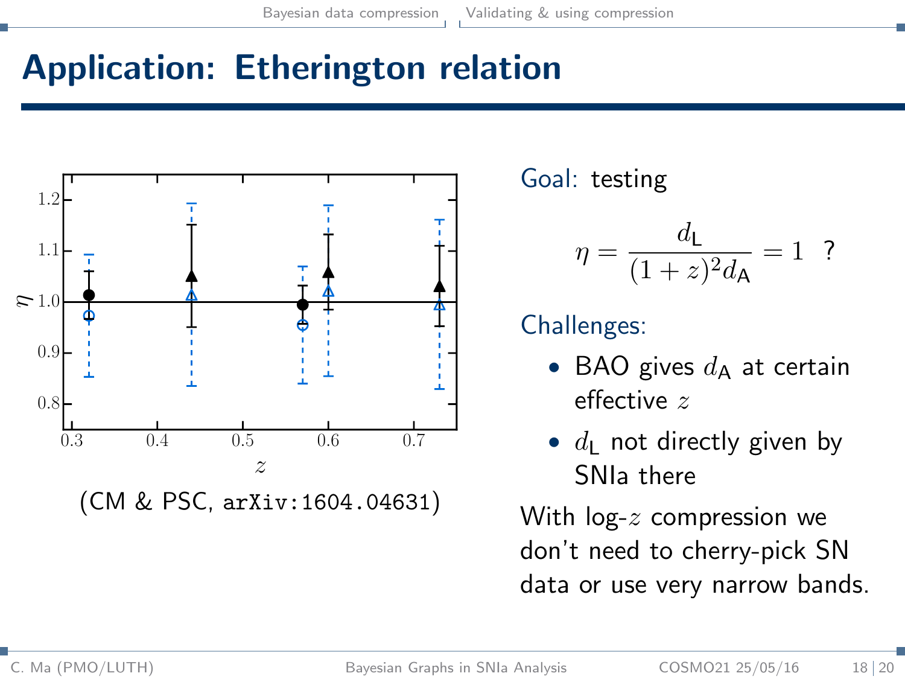# Application: Etherington relation

(CM & PSC, arXiv:1604.04631)

Goal: testing

$$\eta = \frac{d_\mathsf{L}}{(1+z)^2 d_\mathsf{A}} = 1 \quad ?$$

Challenges:

- BAO gives $d_\mathsf{A}$ at certain effective $z$
- $d_\mathsf{L}$ not directly given by SNIa there

With log-$z$ compression we don't need to cherry-pick SN data or use very narrow bands.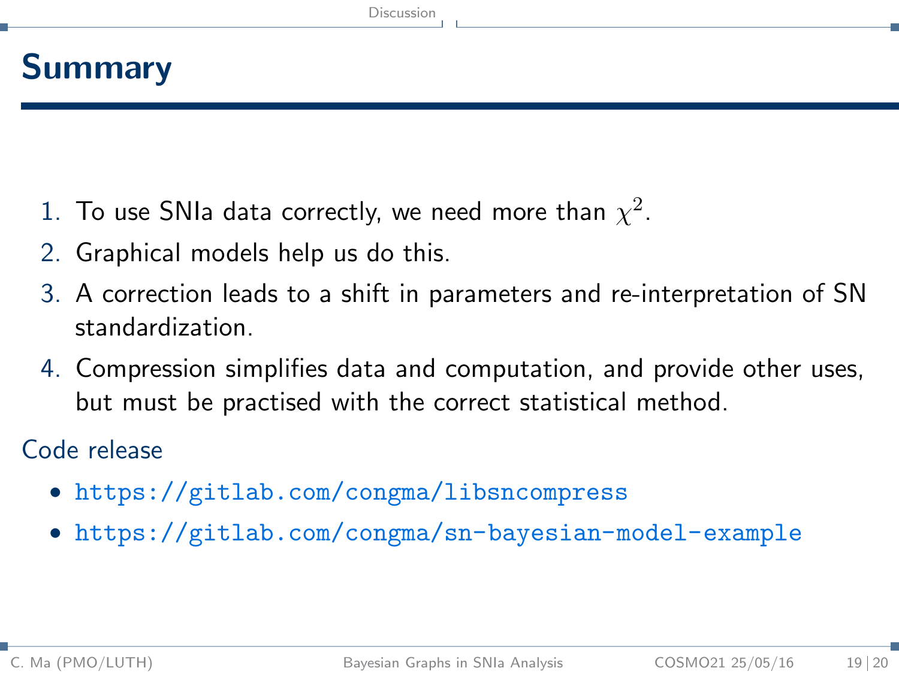# Summary

1. To use SNIa data correctly, we need more than $\chi^2$.
2. Graphical models help us do this.
3. A correction leads to a shift in parameters and re-interpretation of SN standardization.
4. Compression simplifies data and computation, and provide other uses, but must be practised with the correct statistical method.

Code release

- https://gitlab.com/congma/libsncompress
- https://gitlab.com/congma/sn-bayesian-model-example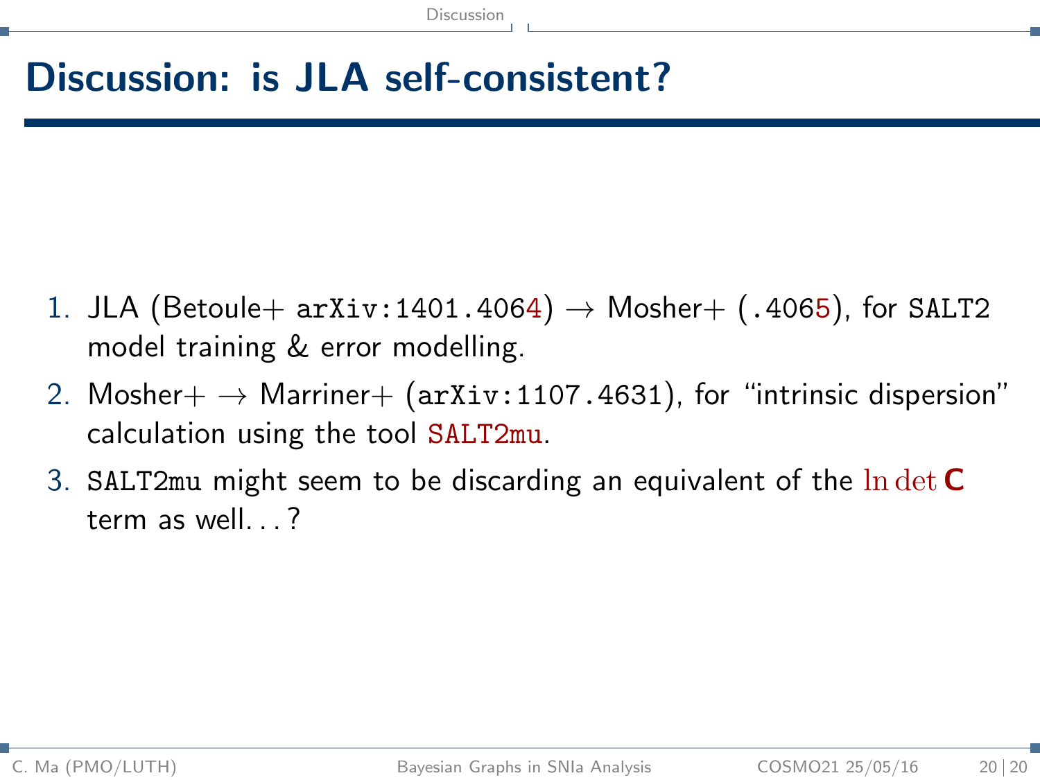# Discussion: is JLA self-consistent?

1. JLA (Betoule+ `arXiv:1401.4064`) → Mosher+ (`.4065`), for `SALT2` model training & error modelling.
2. Mosher+ → Marriner+ (`arXiv:1107.4631`), for "intrinsic dispersion" calculation using the tool `SALT2mu`.
3. `SALT2mu` might seem to be discarding an equivalent of the $\ln \det \mathbf{C}$ term as well. . . ?